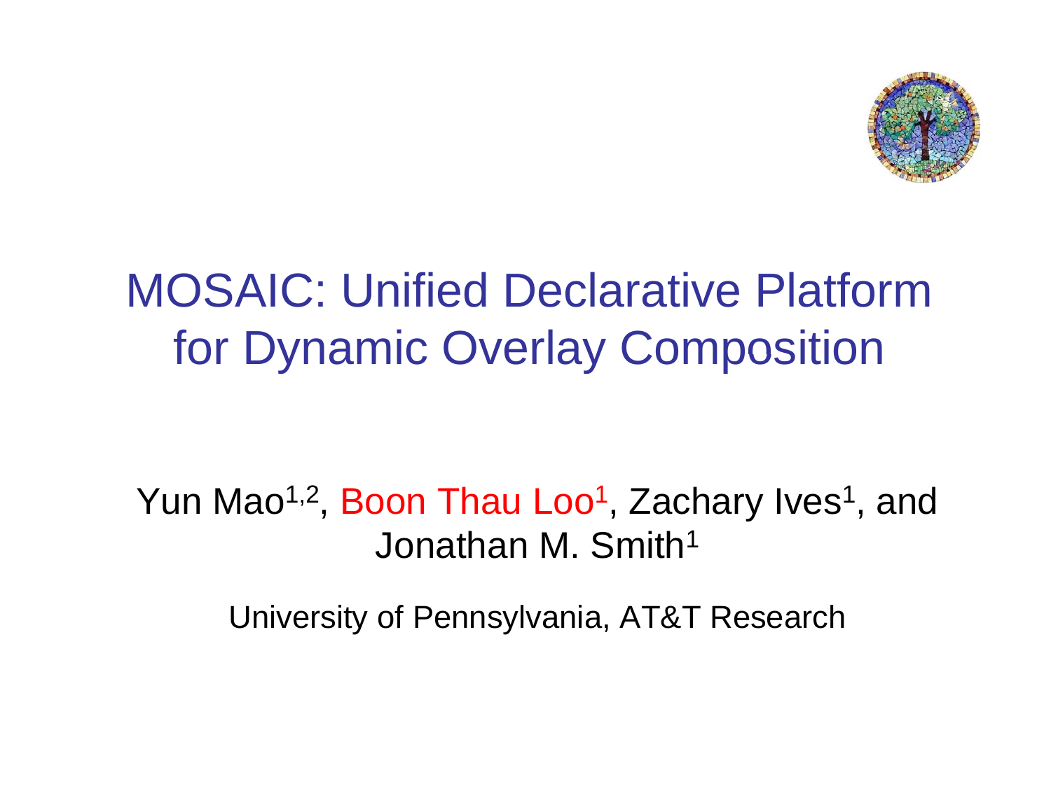# MOSAIC: Unified Declarative Platform for Dynamic Overlay Composition

Yun Mao[1,2], Boon Thau Loo[1], Zachary Ives[1], and Jonathan M. Smith[1]

University of Pennsylvania, AT&T Research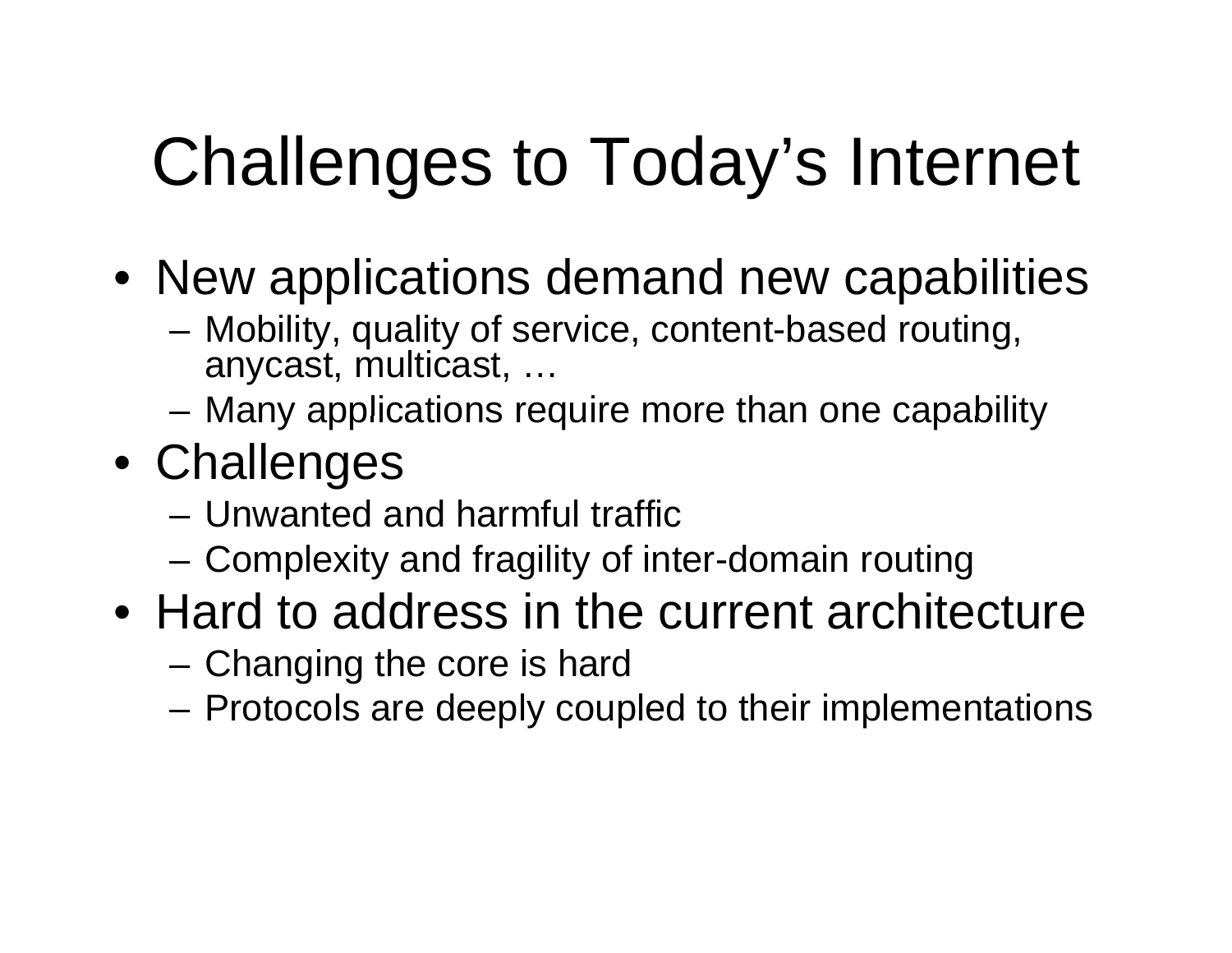# Challenges to Today's Internet

- New applications demand new capabilities
  - Mobility, quality of service, content-based routing, anycast, multicast, …
  - Many applications require more than one capability
- Challenges
  - Unwanted and harmful traffic
  - Complexity and fragility of inter-domain routing
- Hard to address in the current architecture
  - Changing the core is hard
  - Protocols are deeply coupled to their implementations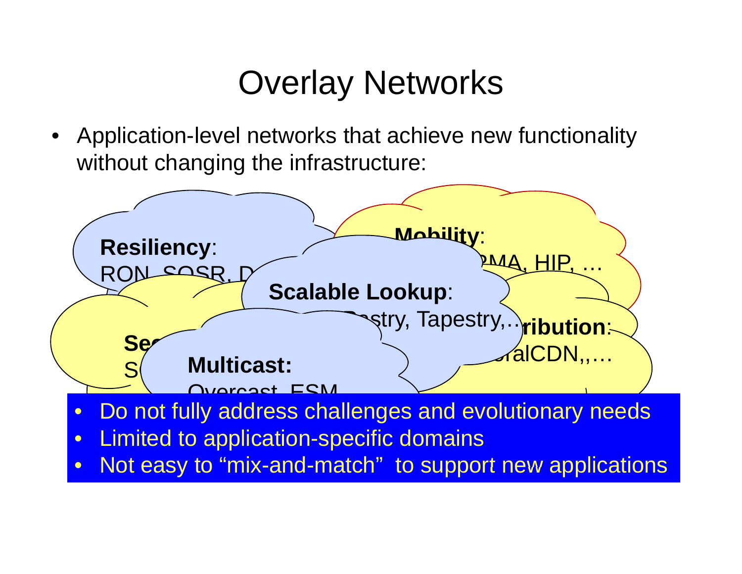# Overlay Networks

- Application-level networks that achieve new functionality without changing the infrastructure:

**Resiliency**: RON, SOSR, D

**Mobility**: …PMA, HIP, …

**Scalable Lookup**: …Pastry, Tapestry,…

**Se…** S…

**…ribution**: …oralCDN,,…

**Multicast:** Overcast, ESM

- Do not fully address challenges and evolutionary needs
- Limited to application-specific domains
- Not easy to "mix-and-match" to support new applications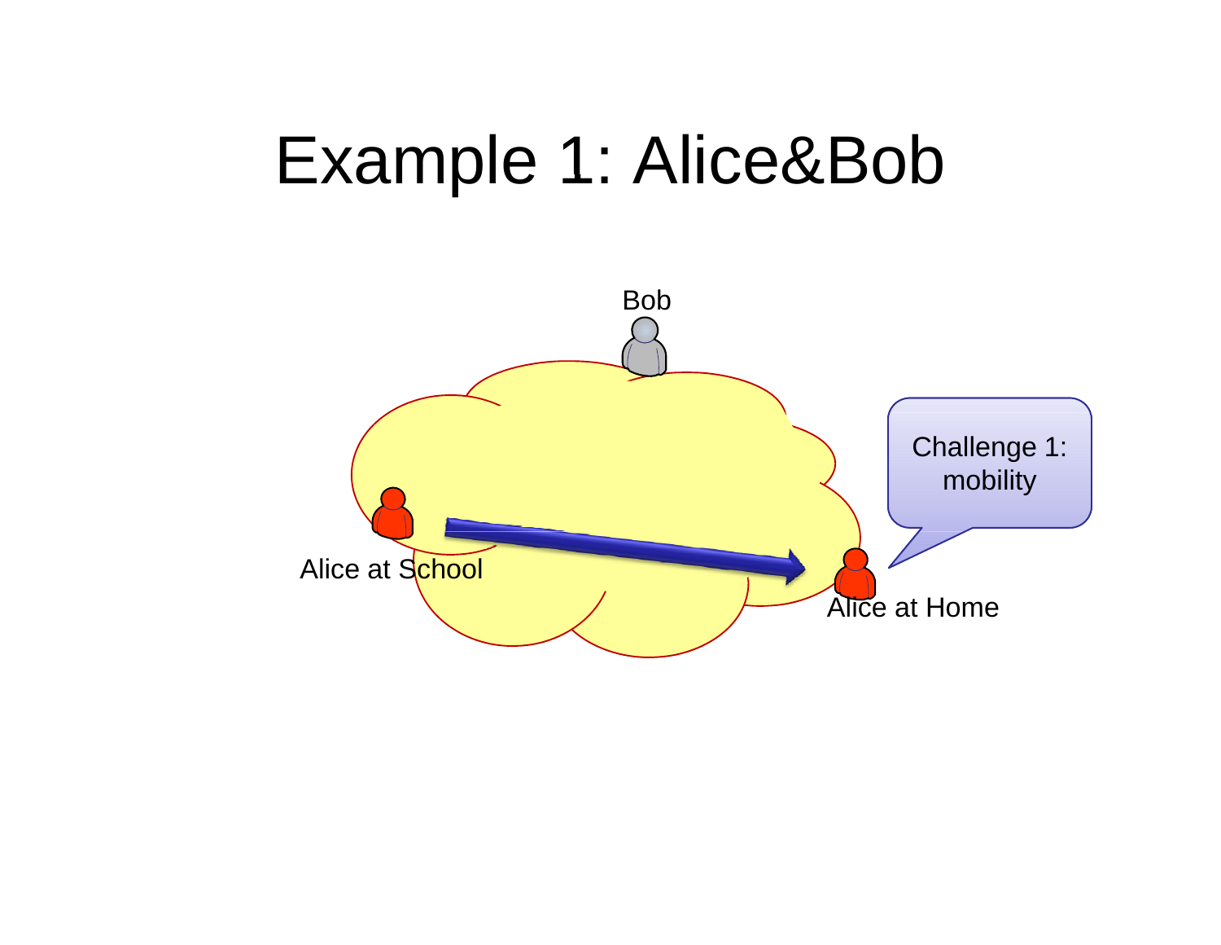# Example 1: Alice&Bob

Bob

Alice at School

Alice at Home

Challenge 1: mobility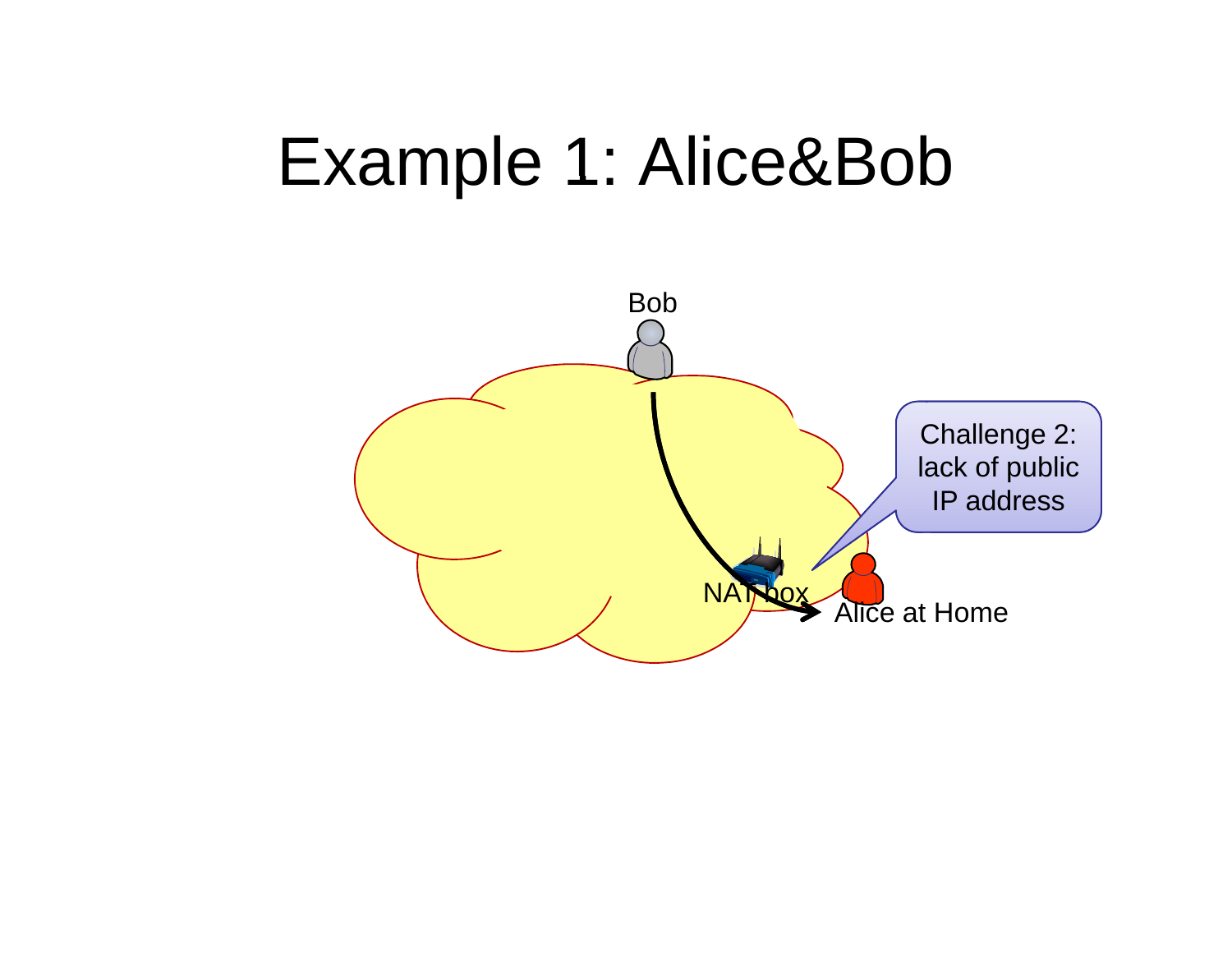# Example 1: Alice&Bob

Bob

NAT box

Alice at Home

Challenge 2: lack of public IP address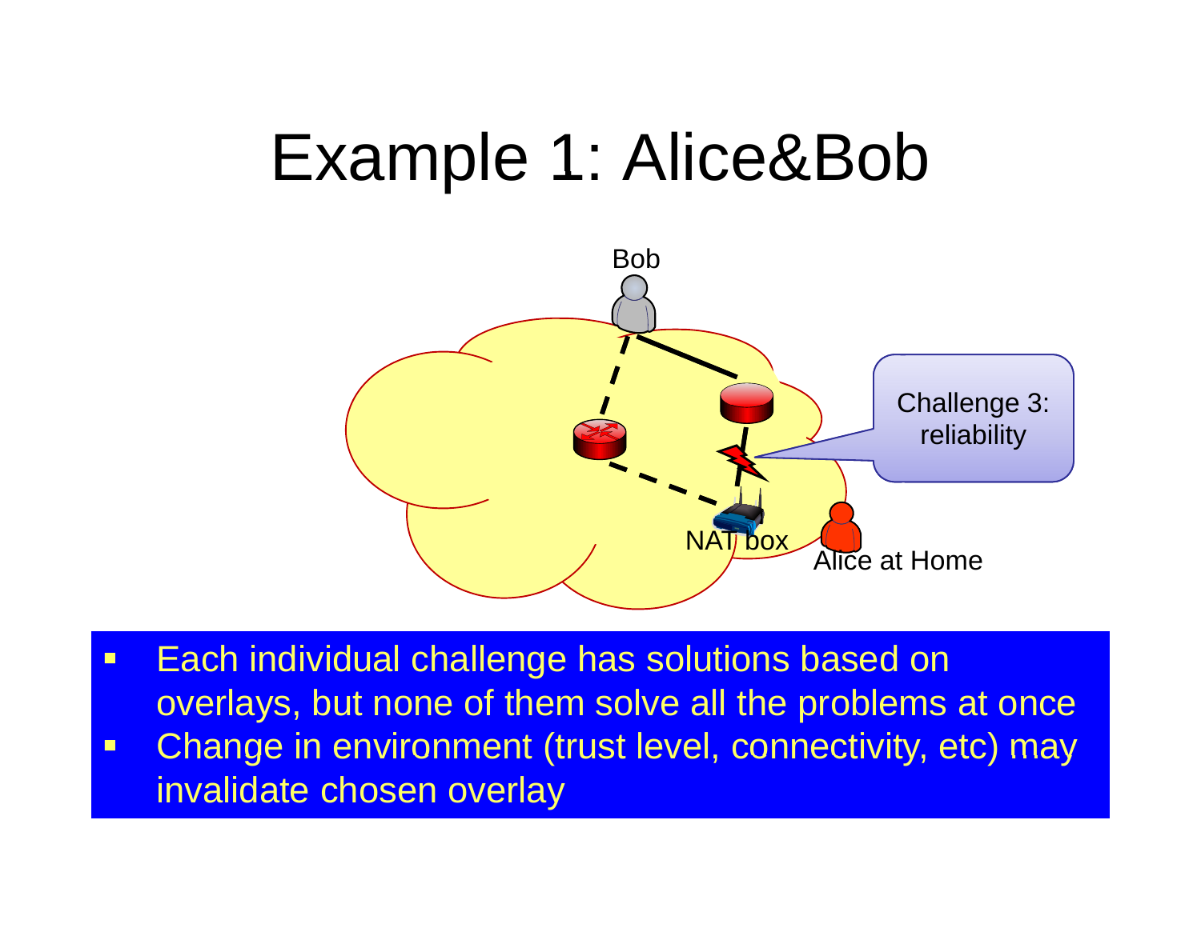# Example 1: Alice&Bob

Bob

Challenge 3: reliability

NAT box

Alice at Home

- Each individual challenge has solutions based on overlays, but none of them solve all the problems at once
- Change in environment (trust level, connectivity, etc) may invalidate chosen overlay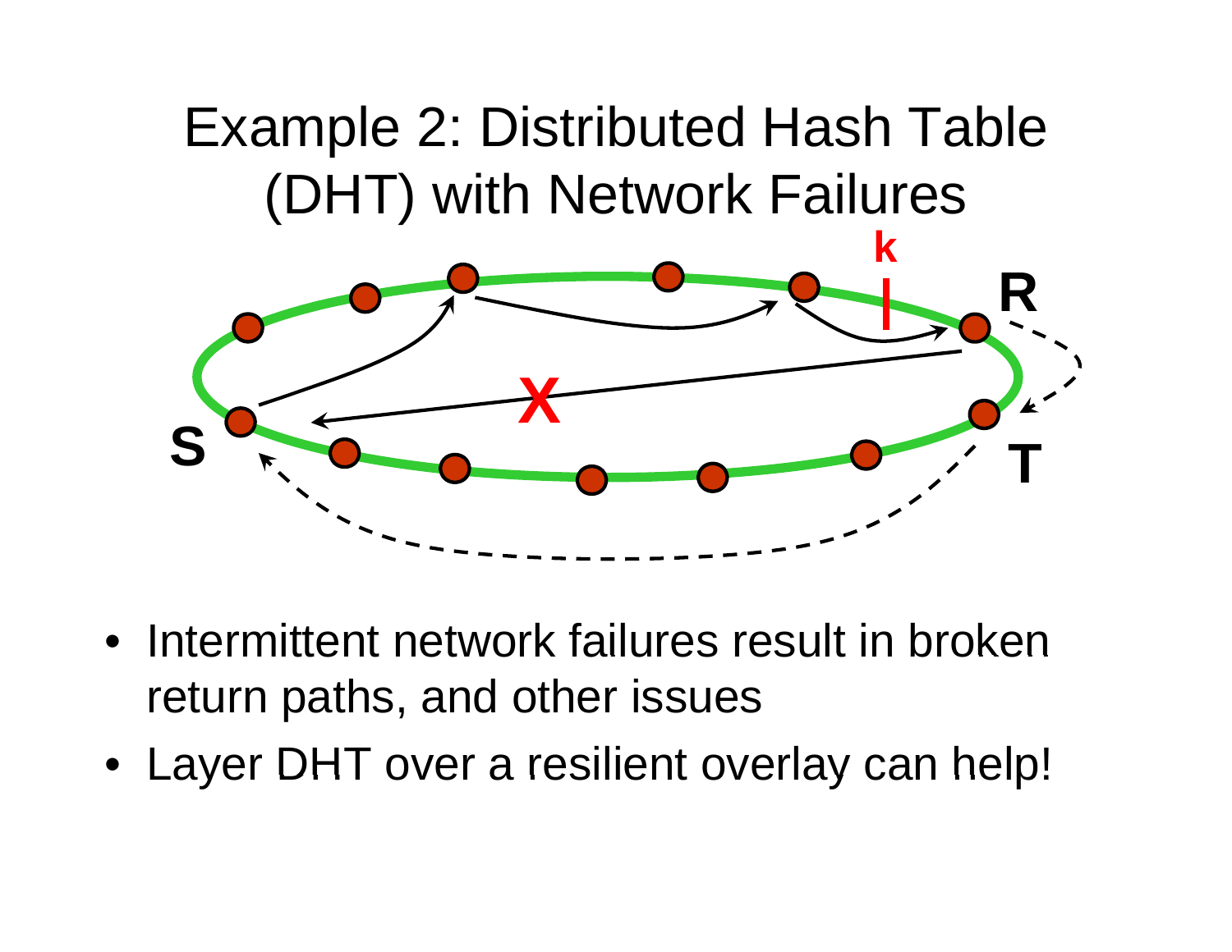# Example 2: Distributed Hash Table (DHT) with Network Failures

- Intermittent network failures result in broken return paths, and other issues
- Layer DHT over a resilient overlay can help!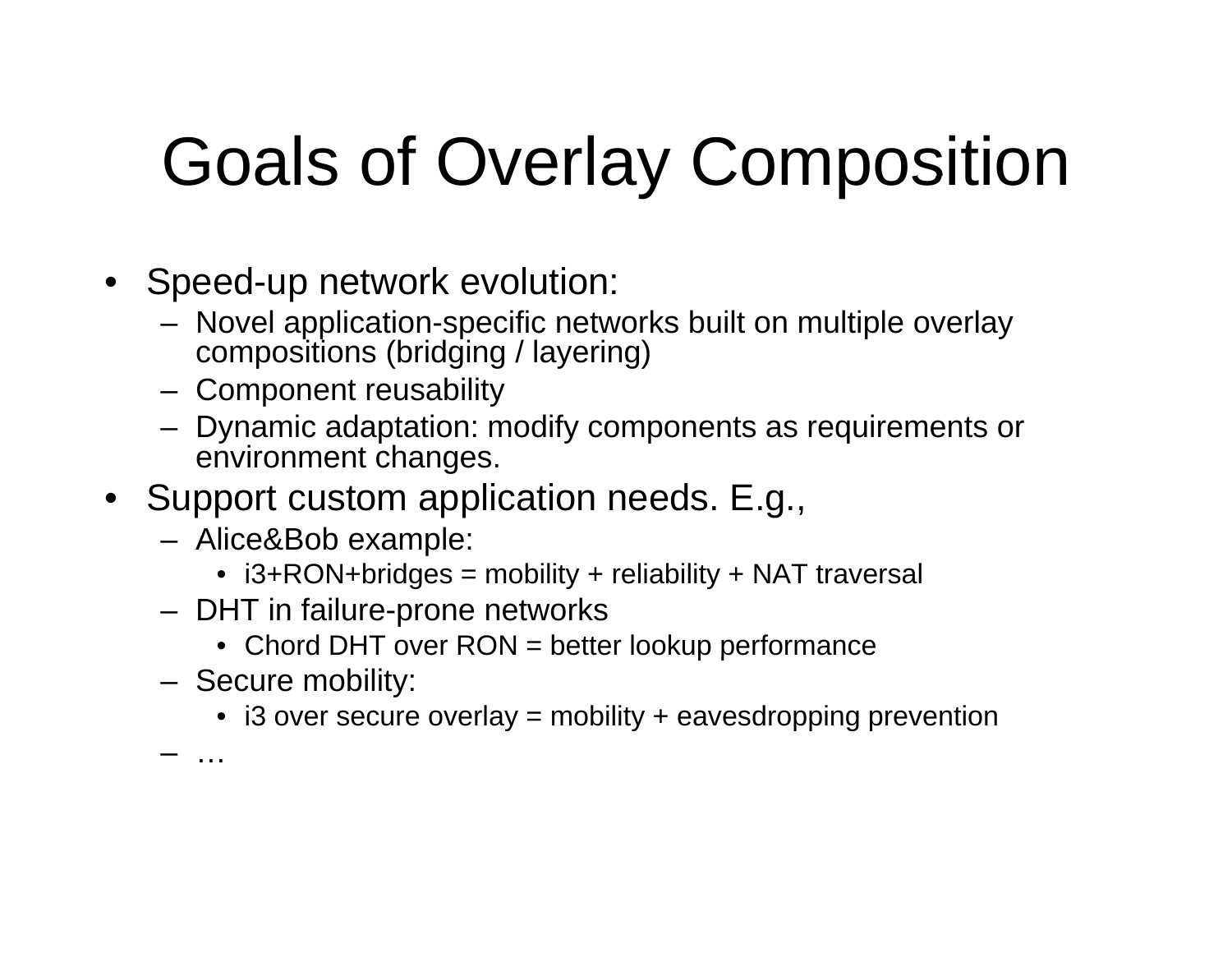# Goals of Overlay Composition

- Speed-up network evolution:
  - Novel application-specific networks built on multiple overlay compositions (bridging / layering)
  - Component reusability
  - Dynamic adaptation: modify components as requirements or environment changes.
- Support custom application needs. E.g.,
  - Alice&Bob example:
    - i3+RON+bridges = mobility + reliability + NAT traversal
  - DHT in failure-prone networks
    - Chord DHT over RON = better lookup performance
  - Secure mobility:
    - i3 over secure overlay = mobility + eavesdropping prevention
  - …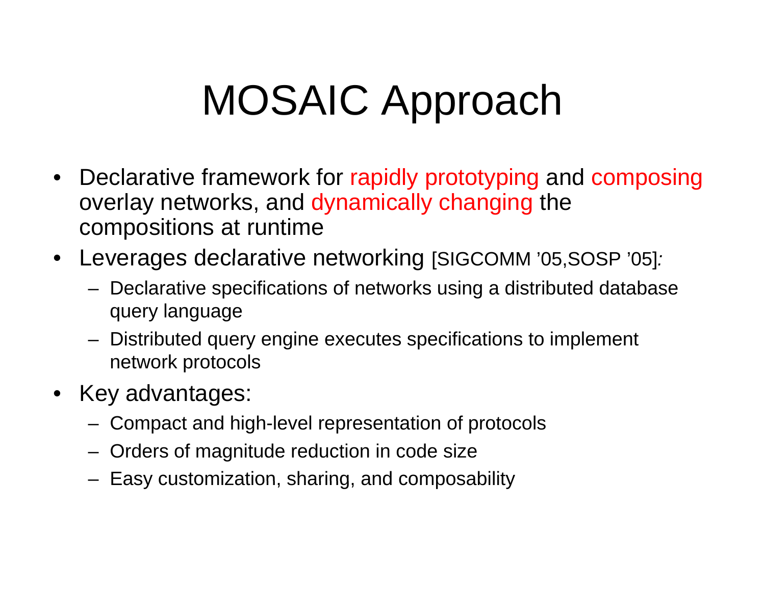# MOSAIC Approach

- Declarative framework for rapidly prototyping and composing overlay networks, and dynamically changing the compositions at runtime
- Leverages declarative networking [SIGCOMM ’05,SOSP ’05]:
  - Declarative specifications of networks using a distributed database query language
  - Distributed query engine executes specifications to implement network protocols
- Key advantages:
  - Compact and high-level representation of protocols
  - Orders of magnitude reduction in code size
  - Easy customization, sharing, and composability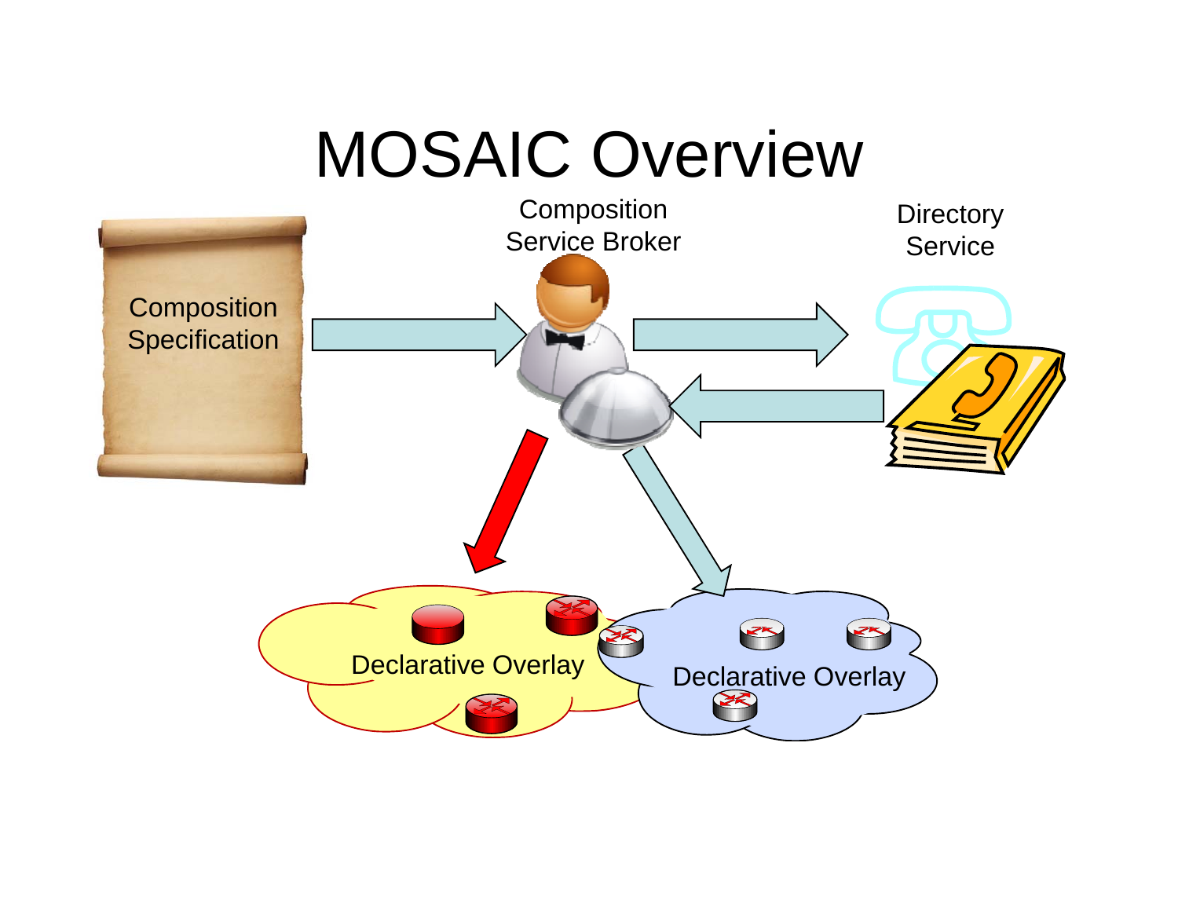# MOSAIC Overview

Composition Specification

Composition Service Broker

Directory Service

Declarative Overlay

Declarative Overlay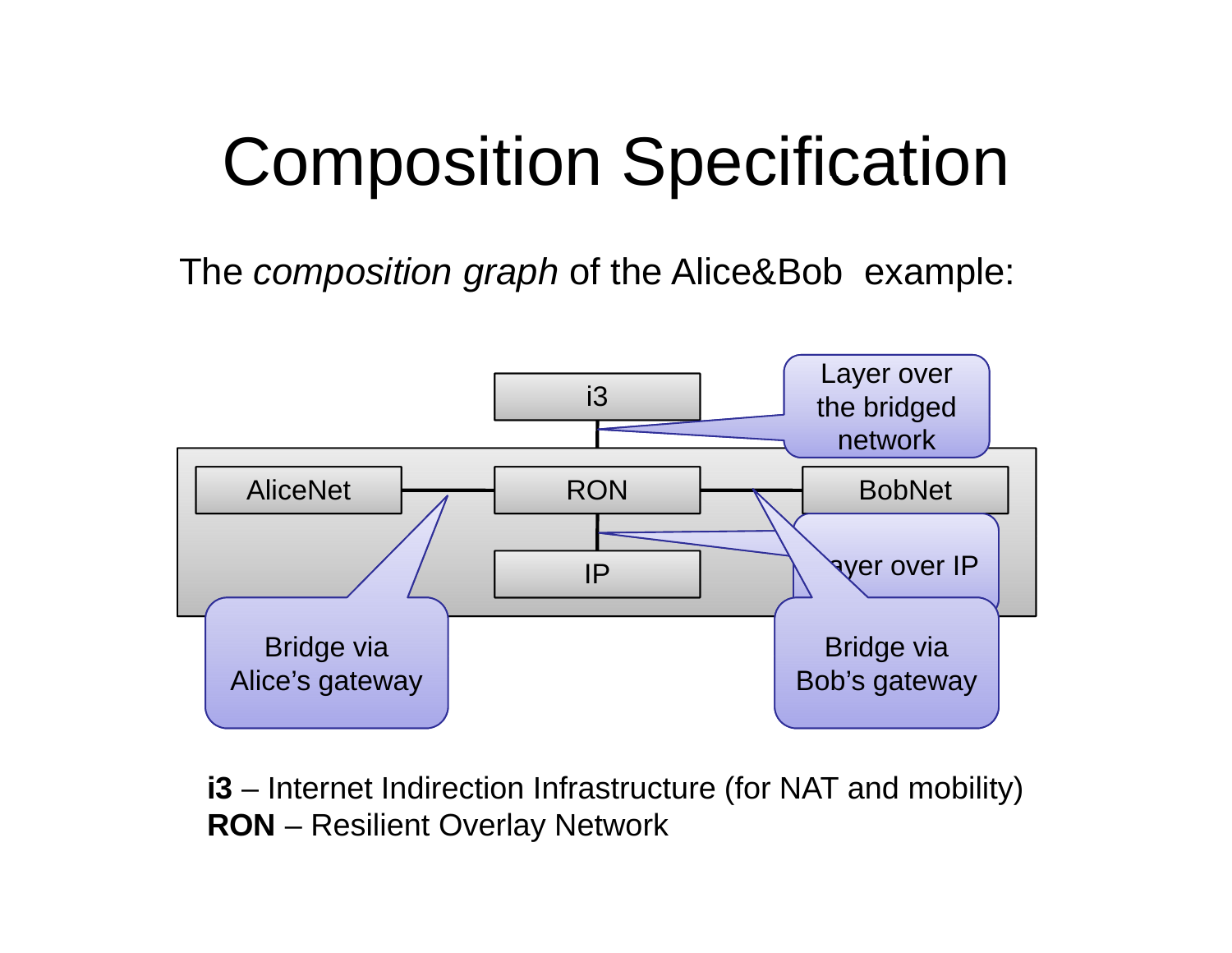# Composition Specification

The *composition graph* of the Alice&Bob example:

i3

Layer over the bridged network

AliceNet

RON

BobNet

IP

Layer over IP

Bridge via Alice's gateway

Bridge via Bob's gateway

**i3** – Internet Indirection Infrastructure (for NAT and mobility)
**RON** – Resilient Overlay Network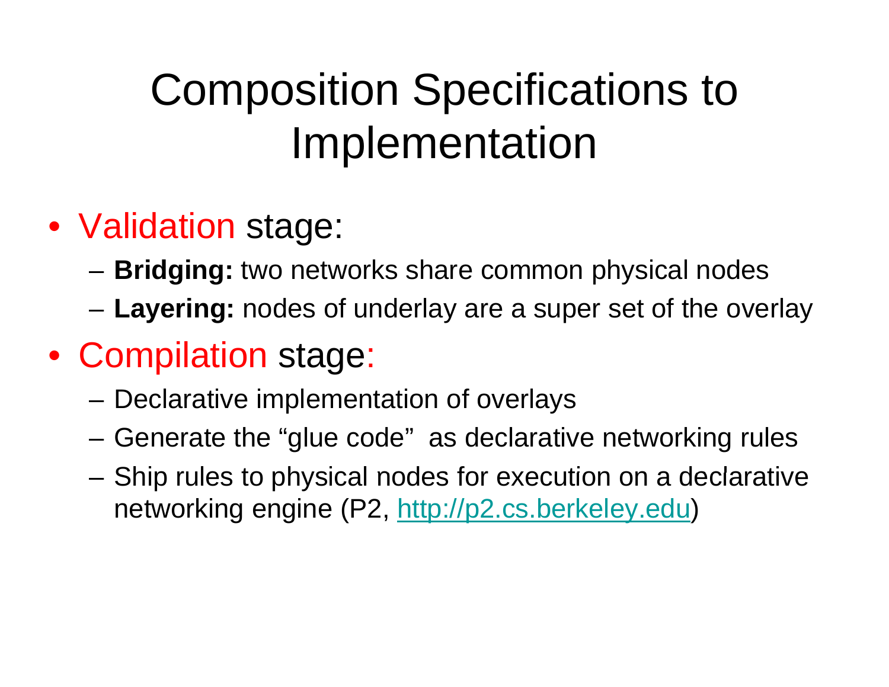# Composition Specifications to Implementation

- Validation stage:
  - **Bridging:** two networks share common physical nodes
  - **Layering:** nodes of underlay are a super set of the overlay
- Compilation stage:
  - Declarative implementation of overlays
  - Generate the "glue code" as declarative networking rules
  - Ship rules to physical nodes for execution on a declarative networking engine (P2, http://p2.cs.berkeley.edu)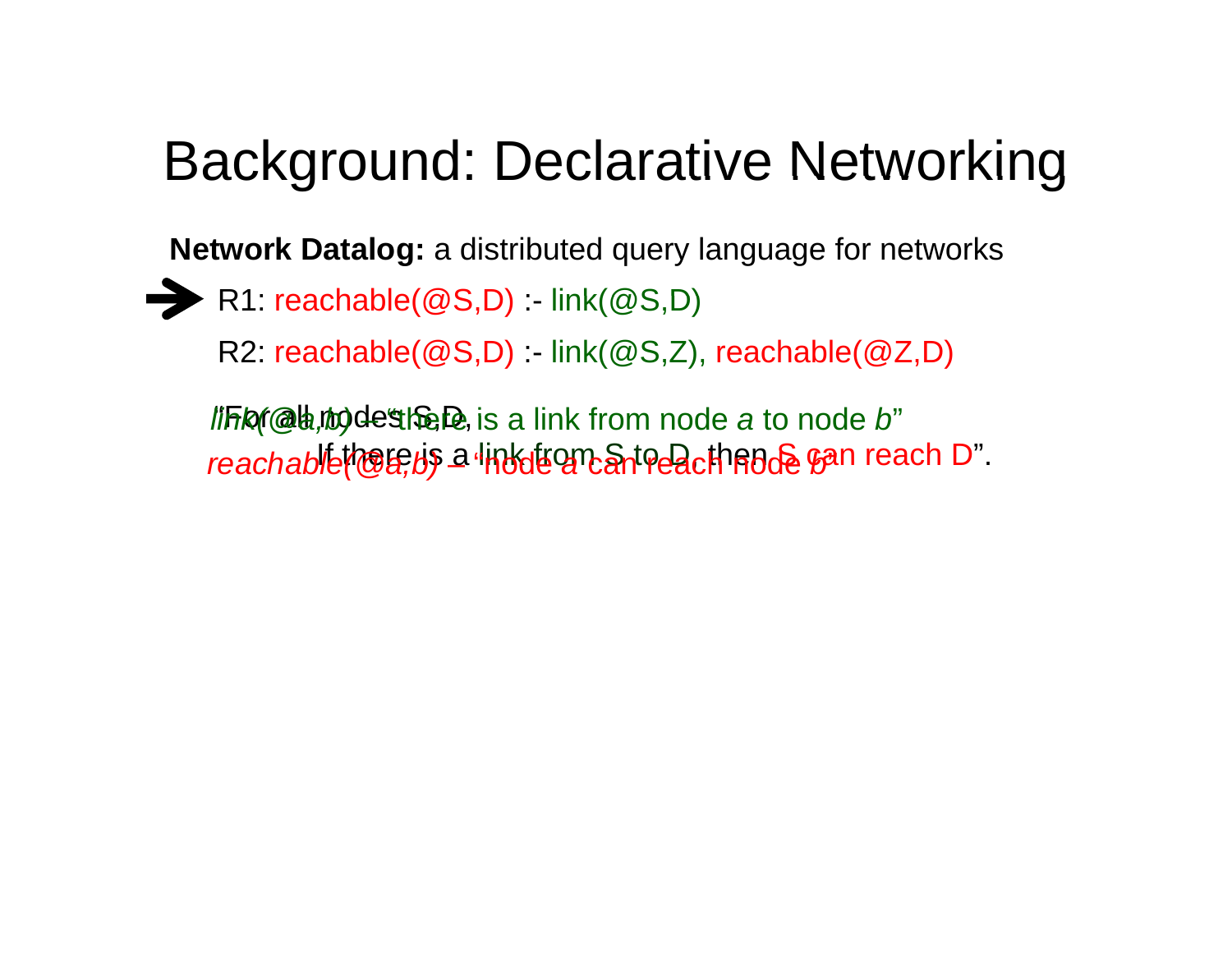# Background: Declarative Networking

**Network Datalog:** a distributed query language for networks

```
R1: reachable(@S,D) :- link(@S,D)
R2: reachable(@S,D) :- link(@S,Z), reachable(@Z,D)
```

*link(@a,b)* – "there is a link from node *a* to node *b*"

*reachable(@a,b)* – "node *a* can reach node *b*"

"For all nodes S,D,
If there is a link from S to D, then S can reach D".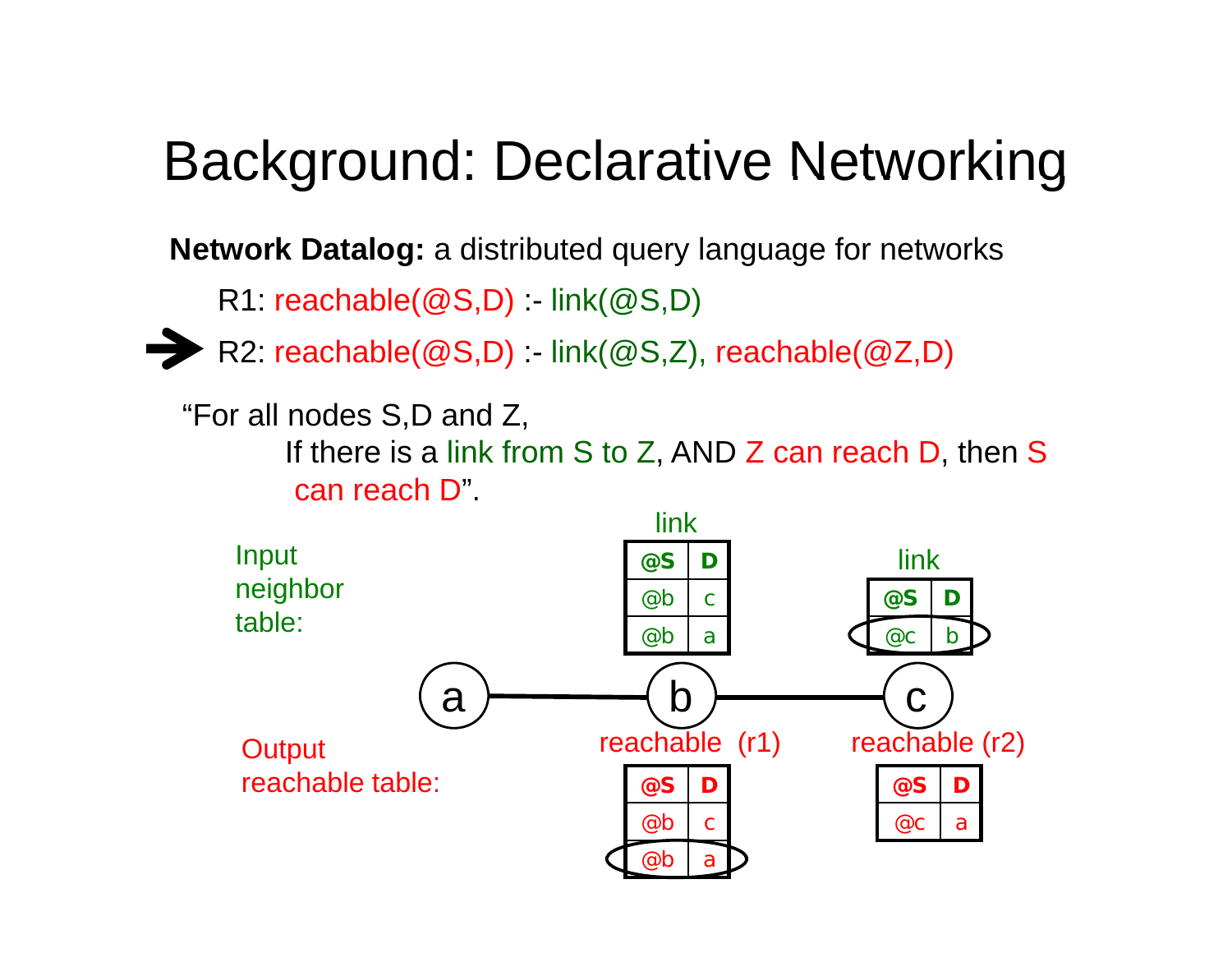# Background: Declarative Networking

**Network Datalog:** a distributed query language for networks

R1: reachable(@S,D) :- link(@S,D)

➔ R2: reachable(@S,D) :- link(@S,Z), reachable(@Z,D)

"For all nodes S,D and Z,

If there is a link from S to Z, AND Z can reach D, then S can reach D".

Input neighbor table:

link (at node b)

| @S | D |
|---|---|
| @b | c |
| @b | a |

link (at node c)

| @S | D |
|---|---|
| @c | b |

a — b — c

Output reachable table:

reachable (r1) (at node b)

| @S | D |
|---|---|
| @b | c |
| @b | a |

reachable (r2) (at node c)

| @S | D |
|---|---|
| @c | a |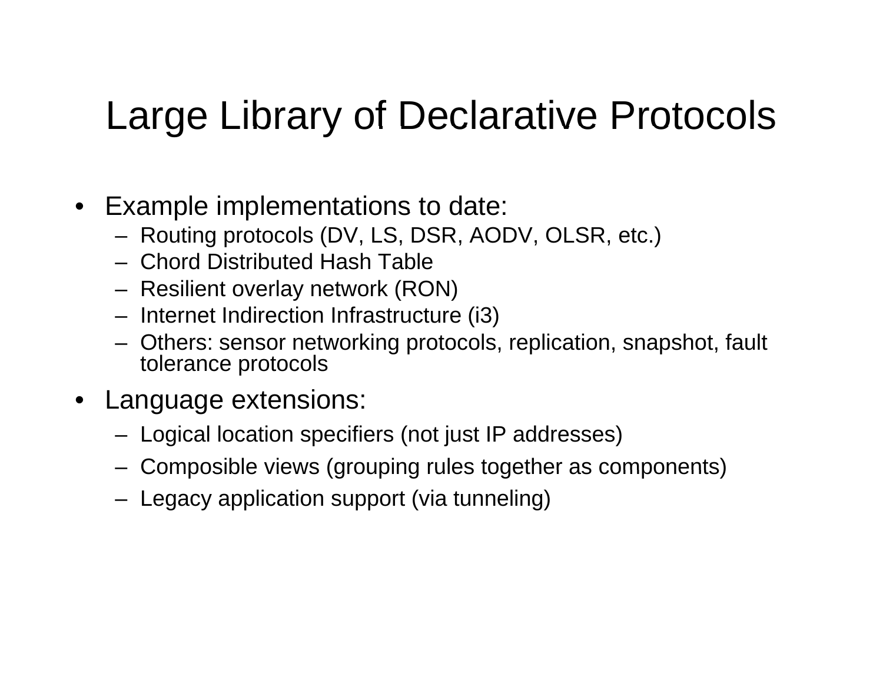# Large Library of Declarative Protocols

- Example implementations to date:
  - Routing protocols (DV, LS, DSR, AODV, OLSR, etc.)
  - Chord Distributed Hash Table
  - Resilient overlay network (RON)
  - Internet Indirection Infrastructure (i3)
  - Others: sensor networking protocols, replication, snapshot, fault tolerance protocols
- Language extensions:
  - Logical location specifiers (not just IP addresses)
  - Composible views (grouping rules together as components)
  - Legacy application support (via tunneling)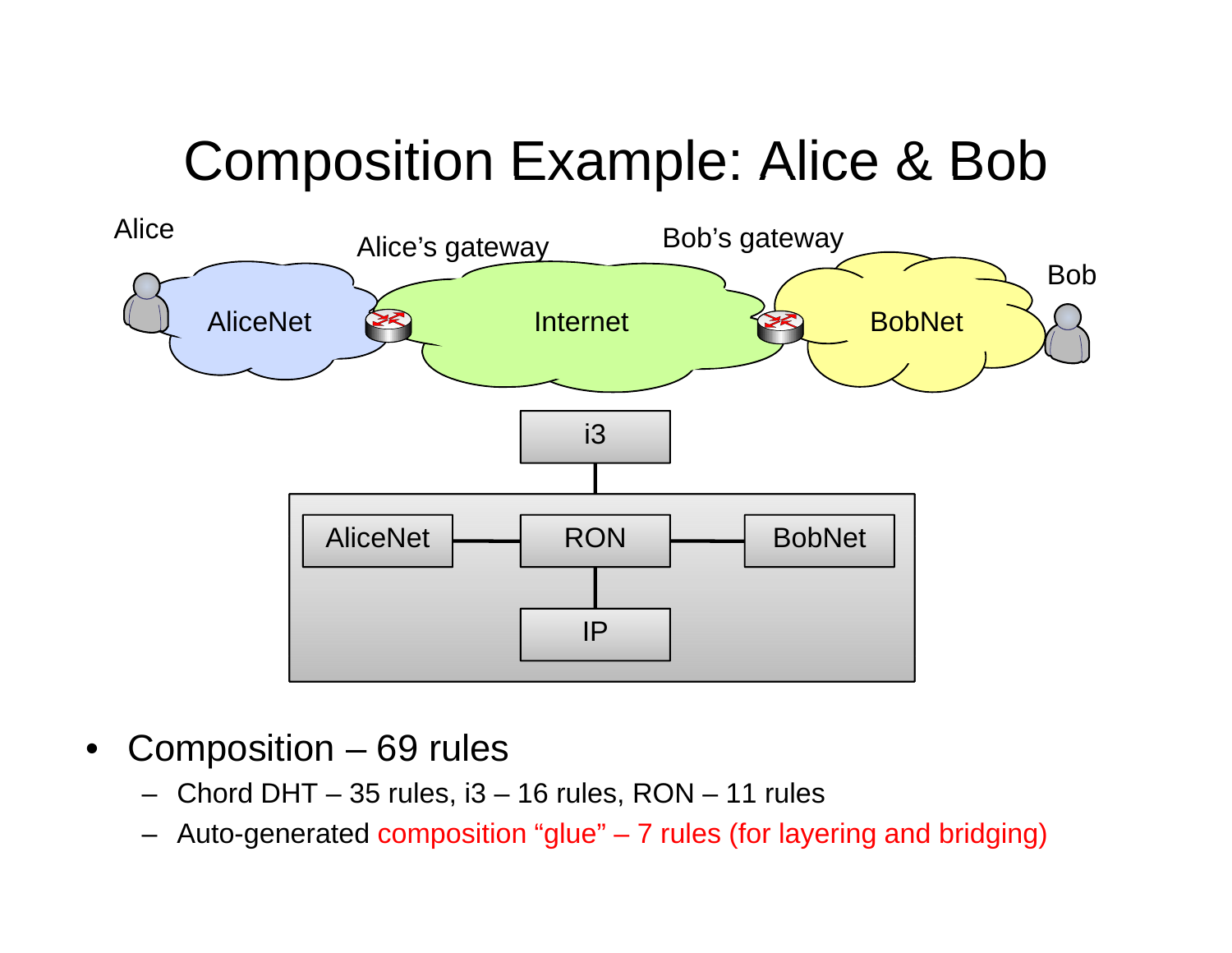# Composition Example: Alice & Bob

Alice

Alice's gateway

Bob's gateway

Bob

AliceNet

Internet

BobNet

i3

AliceNet

RON

BobNet

IP

- Composition – 69 rules
  - Chord DHT – 35 rules, i3 – 16 rules, RON – 11 rules
  - Auto-generated composition "glue" – 7 rules (for layering and bridging)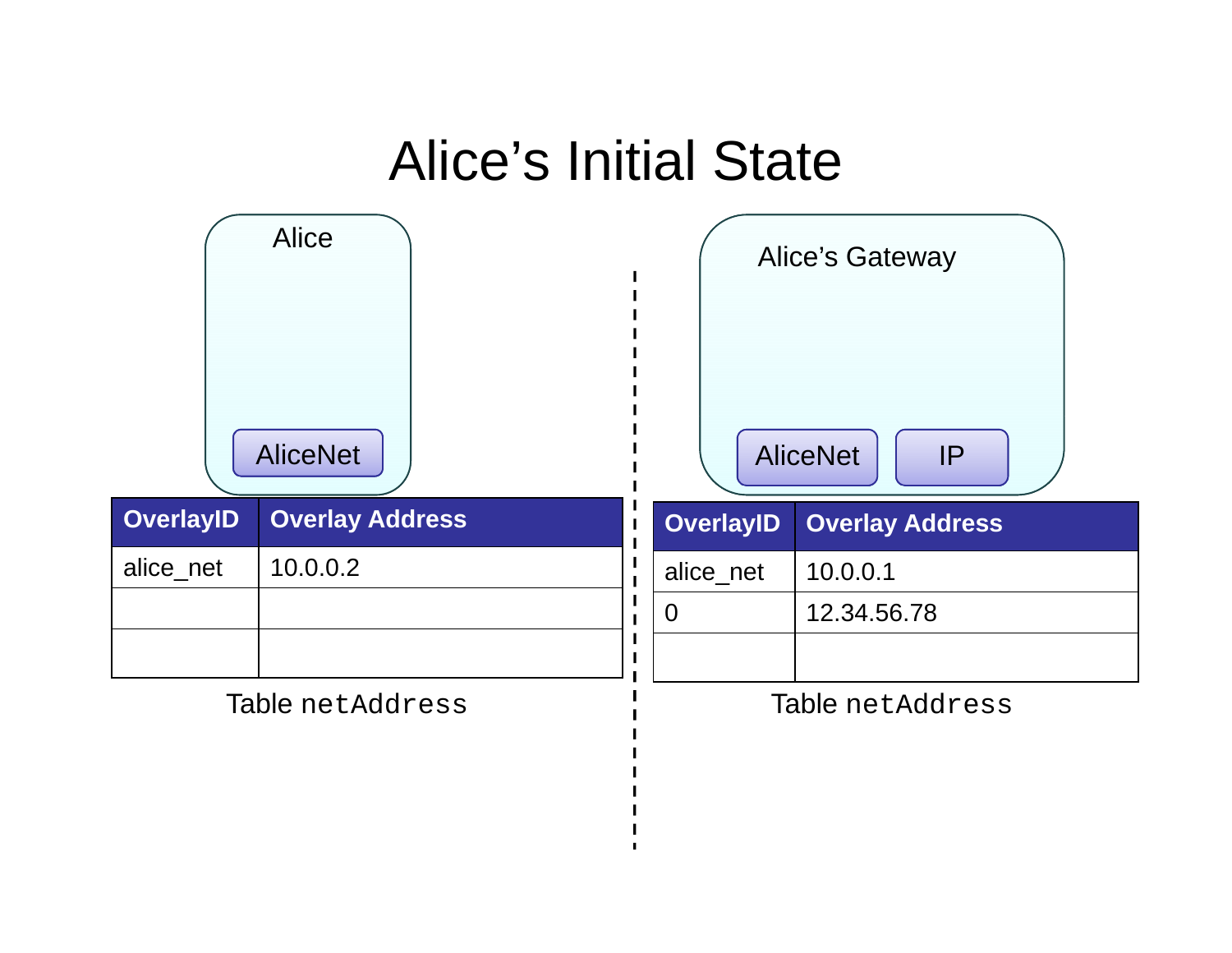# Alice's Initial State

Alice

AliceNet

| OverlayID | Overlay Address |
| --- | --- |
| alice_net | 10.0.0.2 |
| | |
| | |

Table `netAddress`

Alice's Gateway

AliceNet

IP

| OverlayID | Overlay Address |
| --- | --- |
| alice_net | 10.0.0.1 |
| 0 | 12.34.56.78 |
| | |

Table `netAddress`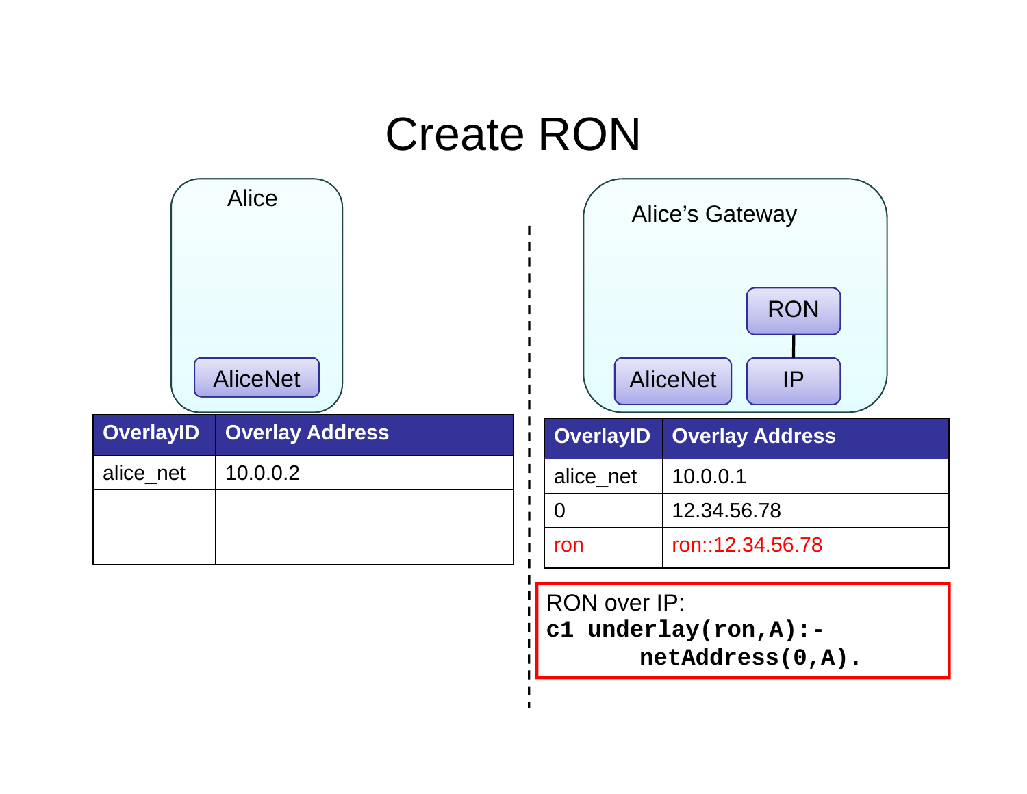# Create RON

**Alice**

AliceNet

| OverlayID | Overlay Address |
| --- | --- |
| alice_net | 10.0.0.2 |
| | |
| | |

**Alice's Gateway**

RON

AliceNet | IP

| OverlayID | Overlay Address |
| --- | --- |
| alice_net | 10.0.0.1 |
| 0 | 12.34.56.78 |
| ron | ron::12.34.56.78 |

RON over IP:

```
c1 underlay(ron,A):-
      netAddress(0,A).
```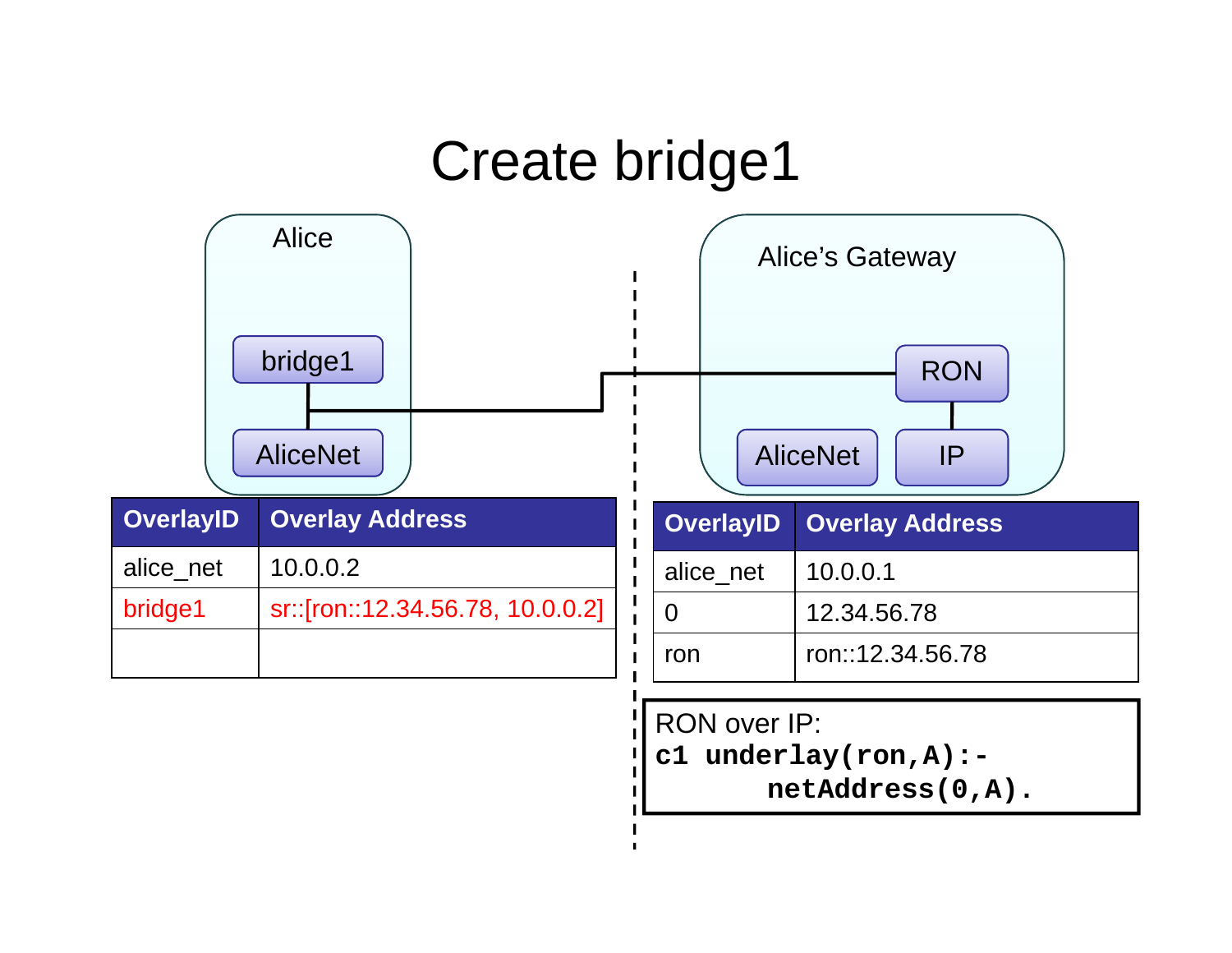# Create bridge1

Alice

bridge1

AliceNet

Alice's Gateway

RON

AliceNet

IP

| OverlayID | Overlay Address |
| --- | --- |
| alice_net | 10.0.0.2 |
| bridge1 | sr::[ron::12.34.56.78, 10.0.0.2] |
| | |

| OverlayID | Overlay Address |
| --- | --- |
| alice_net | 10.0.0.1 |
| 0 | 12.34.56.78 |
| ron | ron::12.34.56.78 |

RON over IP:

```
c1 underlay(ron,A):-
      netAddress(0,A).
```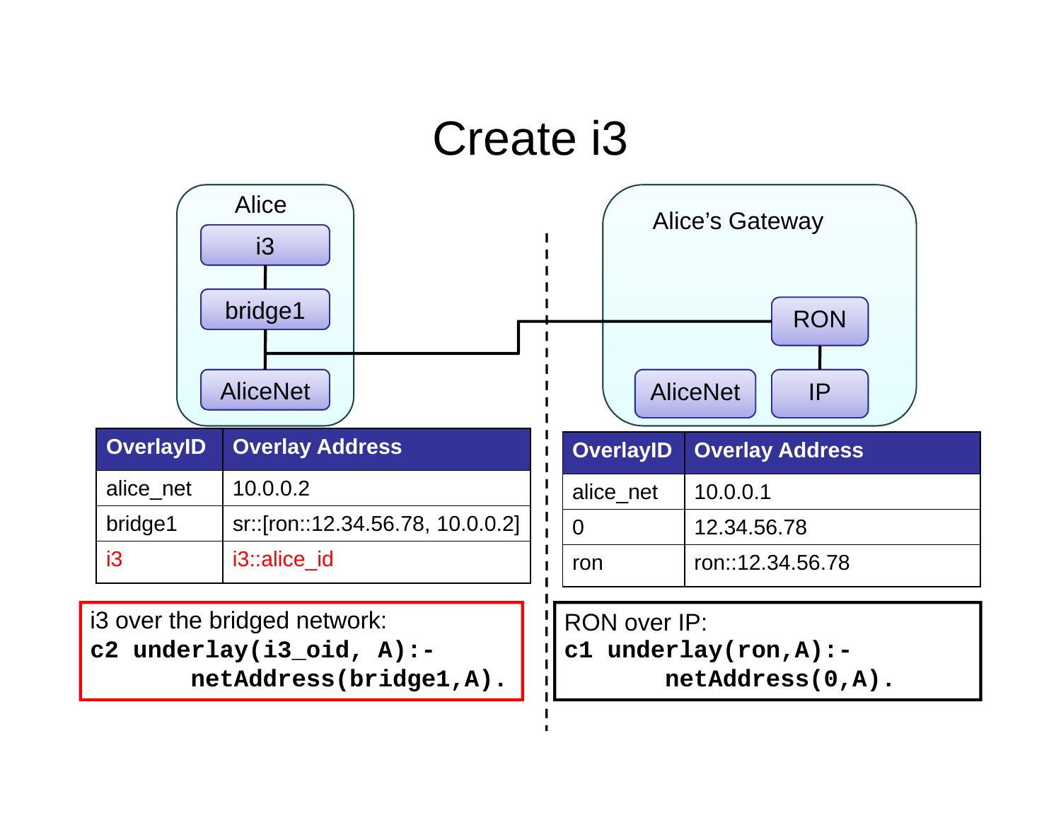# Create i3

Alice

- i3
- bridge1
- AliceNet

Alice's Gateway

- RON
- AliceNet
- IP

| OverlayID | Overlay Address |
| --- | --- |
| alice_net | 10.0.0.2 |
| bridge1 | sr::[ron::12.34.56.78, 10.0.0.2] |
| i3 | i3::alice_id |

| OverlayID | Overlay Address |
| --- | --- |
| alice_net | 10.0.0.1 |
| 0 | 12.34.56.78 |
| ron | ron::12.34.56.78 |

i3 over the bridged network:

```
c2 underlay(i3_oid, A):-
       netAddress(bridge1,A).
```

RON over IP:

```
c1 underlay(ron,A):-
       netAddress(0,A).
```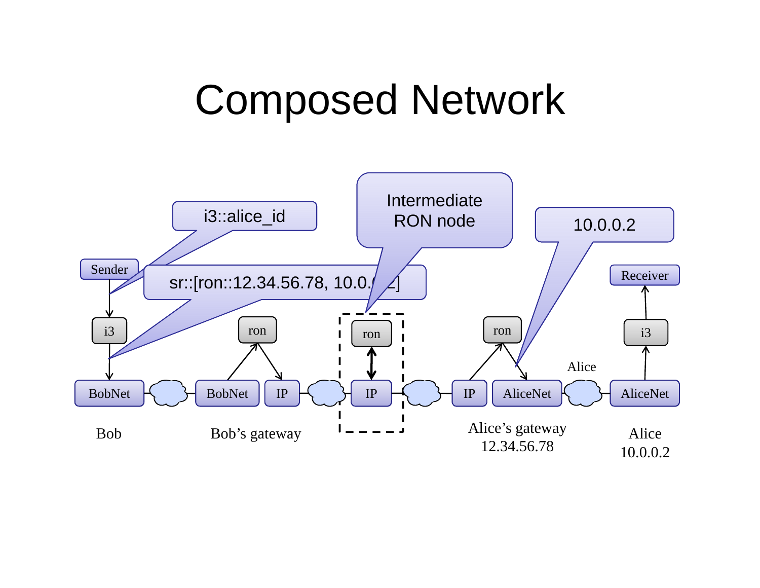# Composed Network

i3::alice_id

Intermediate RON node

10.0.0.2

Sender

sr::[ron::12.34.56.78, 10.0.0.2]

Receiver

i3 | ron | ron | ron | i3

BobNet | BobNet | IP | IP | IP | AliceNet | AliceNet

Alice

Bob

Bob's gateway

Alice's gateway
12.34.56.78

Alice
10.0.0.2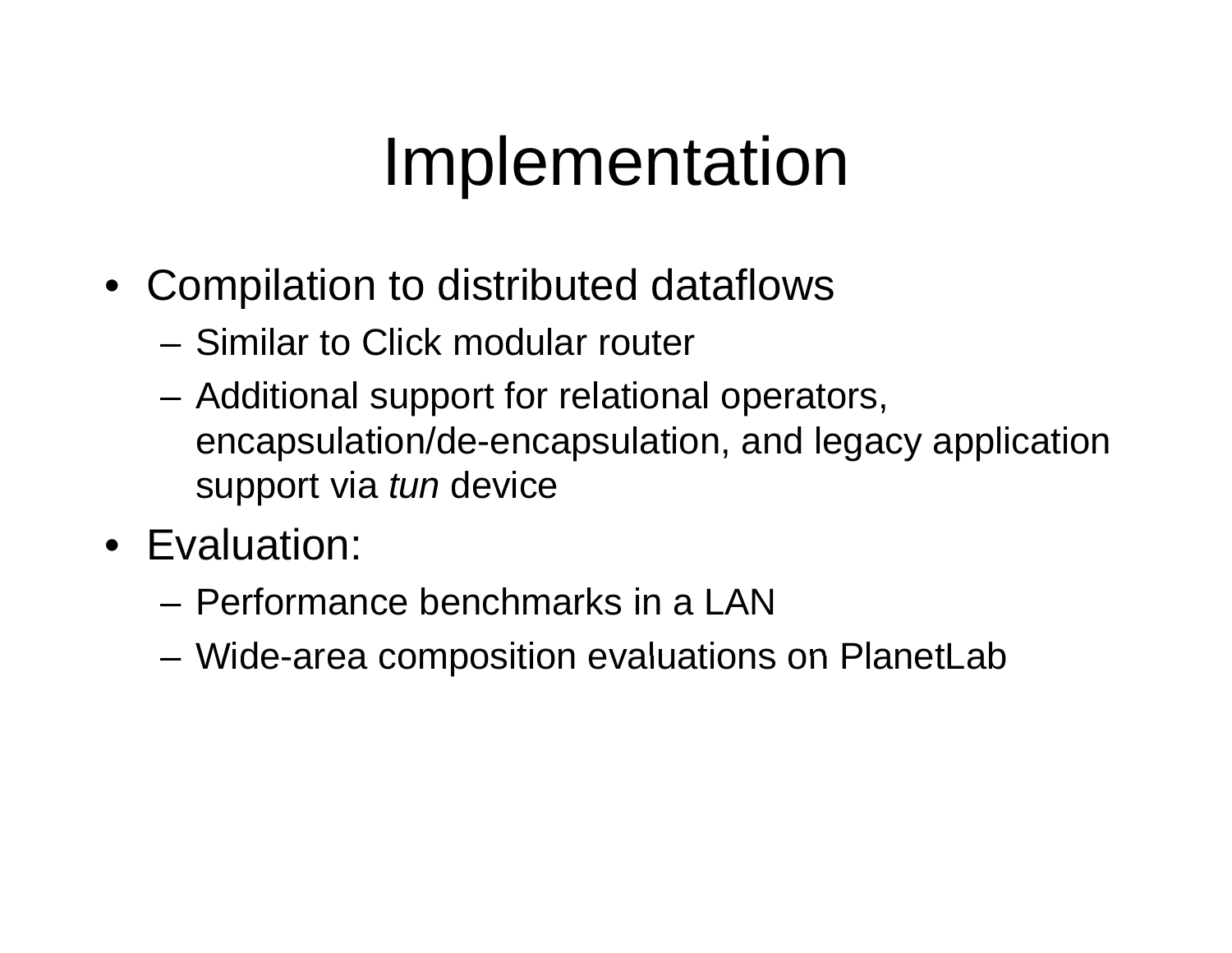# Implementation

- Compilation to distributed dataflows
  - Similar to Click modular router
  - Additional support for relational operators, encapsulation/de-encapsulation, and legacy application support via *tun* device
- Evaluation:
  - Performance benchmarks in a LAN
  - Wide-area composition evaluations on PlanetLab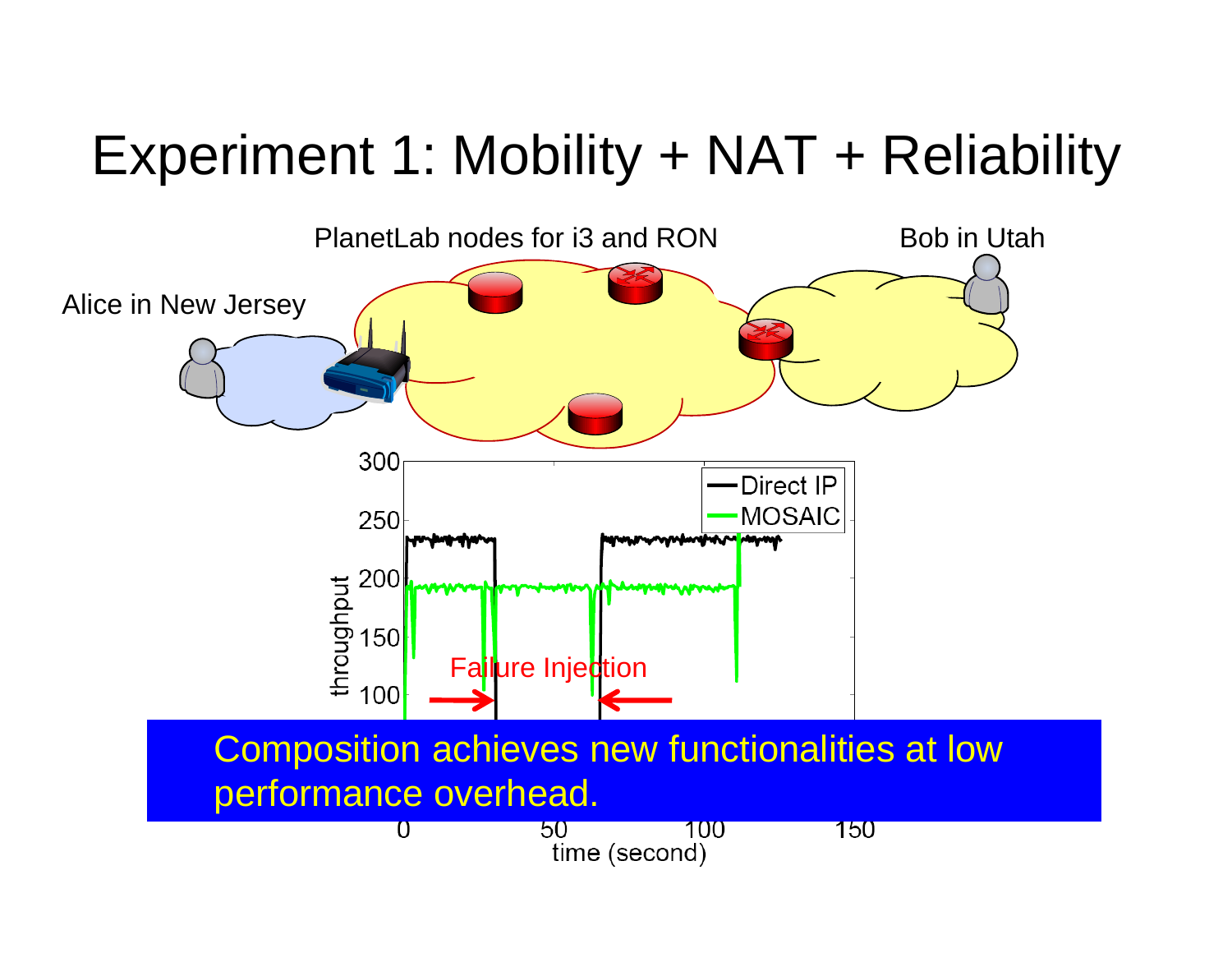# Experiment 1: Mobility + NAT + Reliability

PlanetLab nodes for i3 and RON

Bob in Utah

Alice in New Jersey

Composition achieves new functionalities at low performance overhead.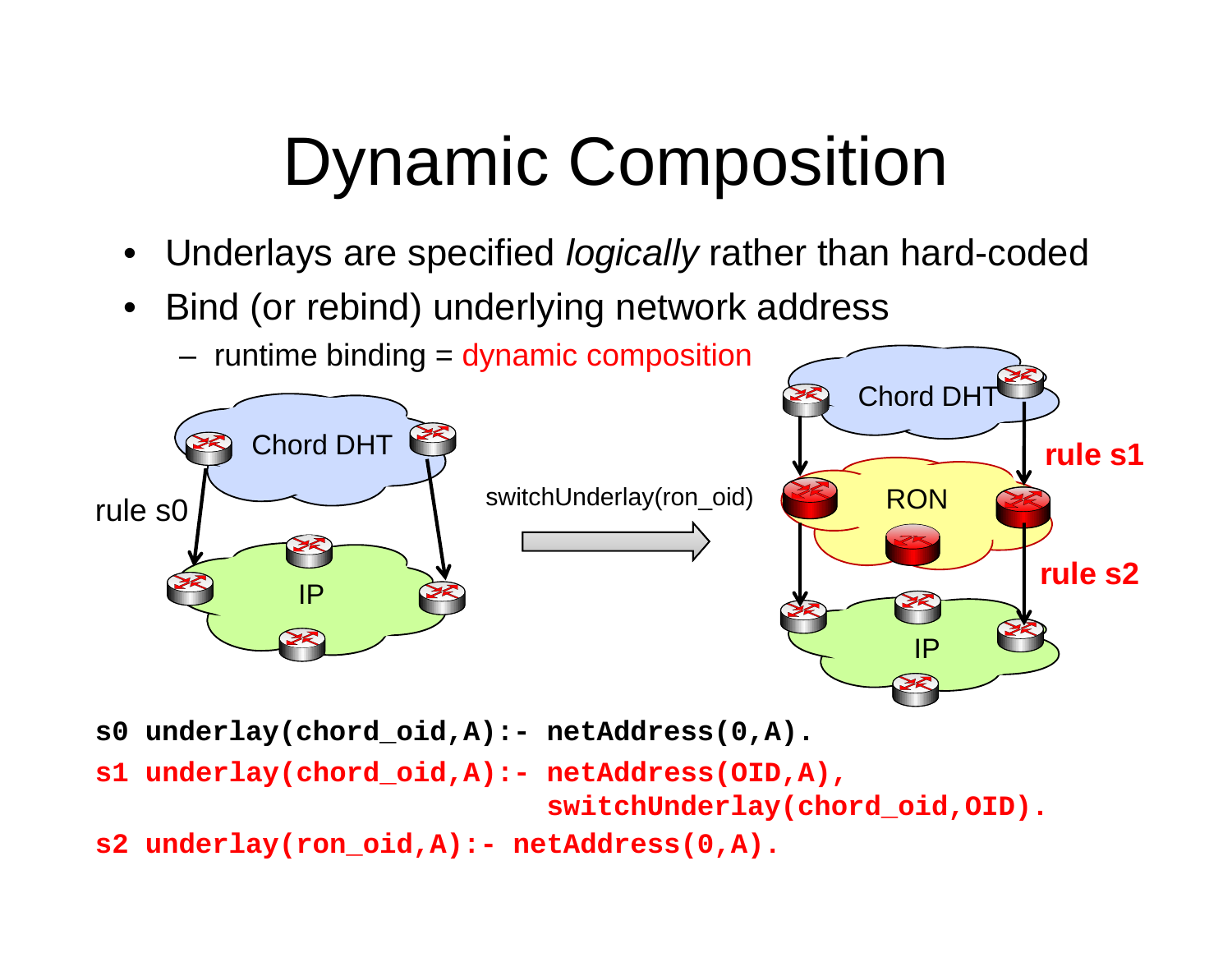# Dynamic Composition

- Underlays are specified *logically* rather than hard-coded
- Bind (or rebind) underlying network address
  - runtime binding = dynamic composition

```
s0 underlay(chord_oid,A):- netAddress(0,A).
s1 underlay(chord_oid,A):- netAddress(OID,A),
                           switchUnderlay(chord_oid,OID).
s2 underlay(ron_oid,A):- netAddress(0,A).
```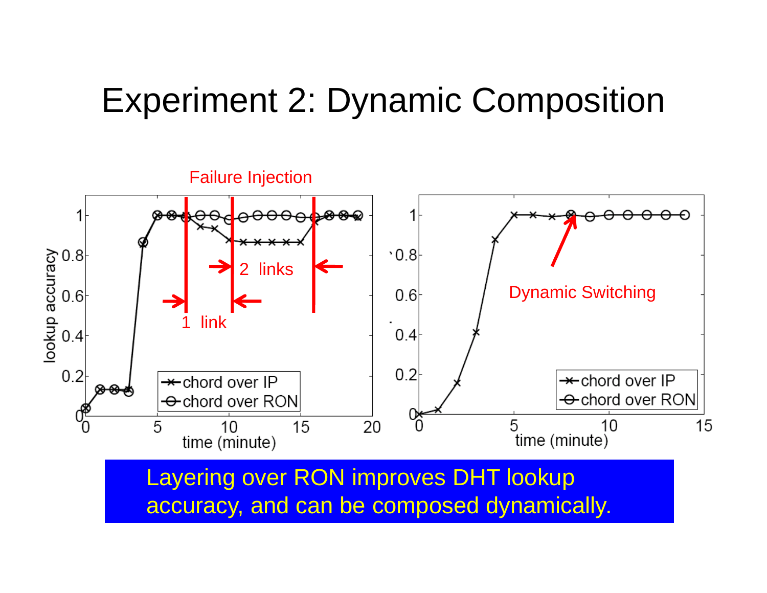# Experiment 2: Dynamic Composition

Failure Injection

1 link

2 links

Dynamic Switching

Layering over RON improves DHT lookup accuracy, and can be composed dynamically.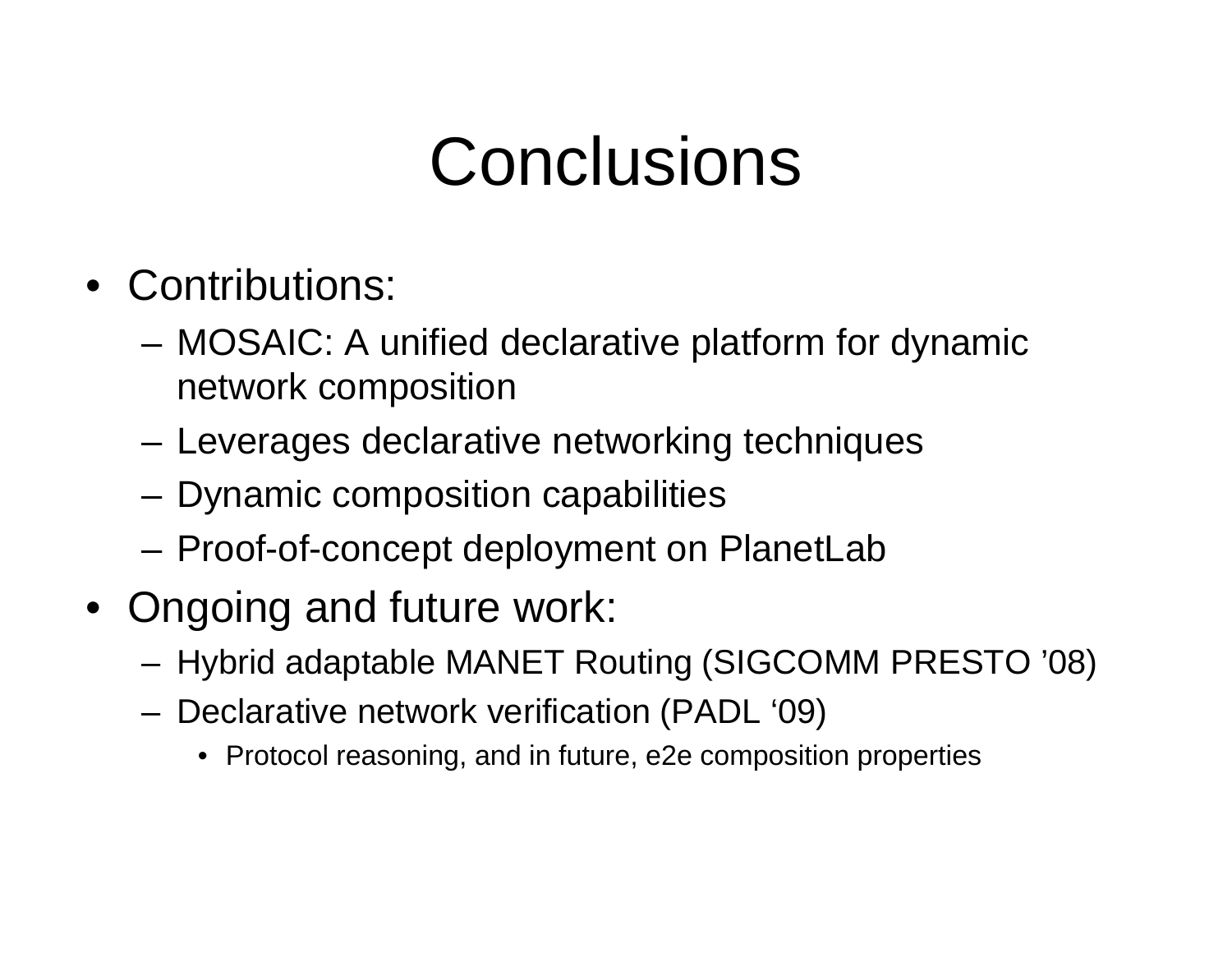# Conclusions

- Contributions:
  - MOSAIC: A unified declarative platform for dynamic network composition
  - Leverages declarative networking techniques
  - Dynamic composition capabilities
  - Proof-of-concept deployment on PlanetLab
- Ongoing and future work:
  - Hybrid adaptable MANET Routing (SIGCOMM PRESTO '08)
  - Declarative network verification (PADL '09)
    - Protocol reasoning, and in future, e2e composition properties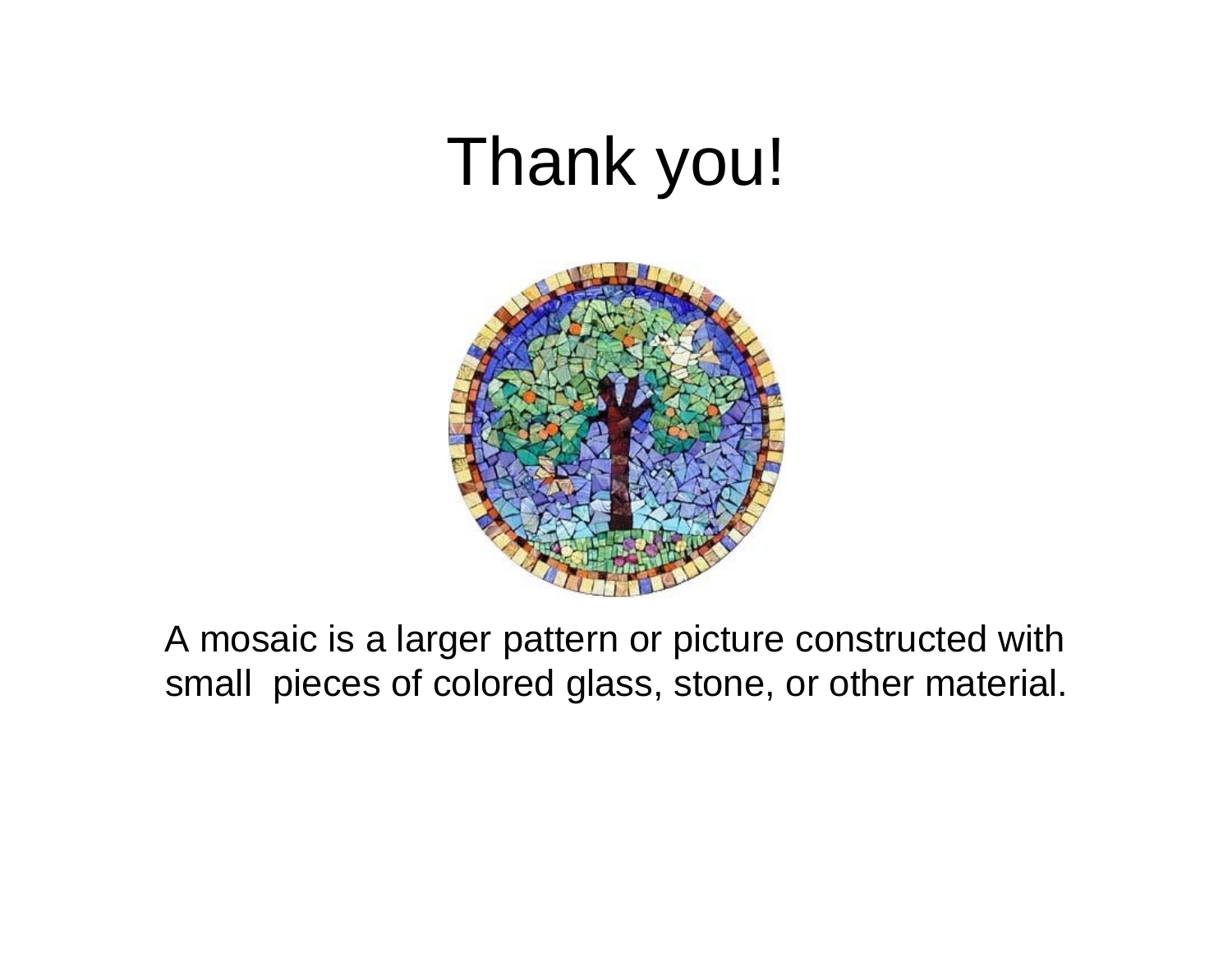# Thank you!

A mosaic is a larger pattern or picture constructed with small pieces of colored glass, stone, or other material.